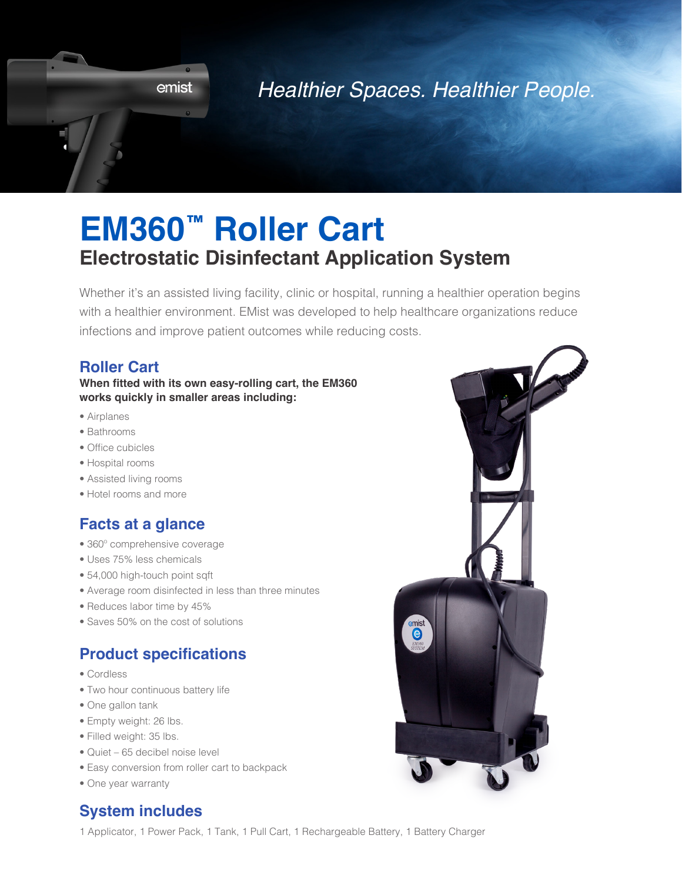*Healthier Spaces. Healthier People.*

# EM360™ Roller Cart

## Electrostatic Disinfectant Application System

Whether it's an assisted living facility, clinic or hospital, running a healthier operation begins with a healthier environment. EMist was developed to help healthcare organizations reduce infections and improve patient outcomes while reducing costs.

### Roller Cart

**When fitted with its own easy-rolling cart, the EM360 works quickly in smaller areas including:**

- Airplanes
- Bathrooms
- Office cubicles
- Hospital rooms
- Assisted living rooms
- Hotel rooms and more

### Facts at a glance

- 360° comprehensive coverage
- Uses 75% less chemicals
- 54,000 high-touch point sqft
- Average room disinfected in less than three minutes
- Reduces labor time by 45%
- Saves 50% on the cost of solutions

### Product specifications

- Cordless
- Two hour continuous battery life
- One gallon tank
- Empty weight: 26 lbs.
- Filled weight: 35 lbs.
- Quiet – 65 decibel noise level
- Easy conversion from roller cart to backpack
- One year warranty

### System includes

1 Applicator, 1 Power Pack, 1 Tank, 1 Pull Cart, 1 Rechargeable Battery, 1 Battery Charger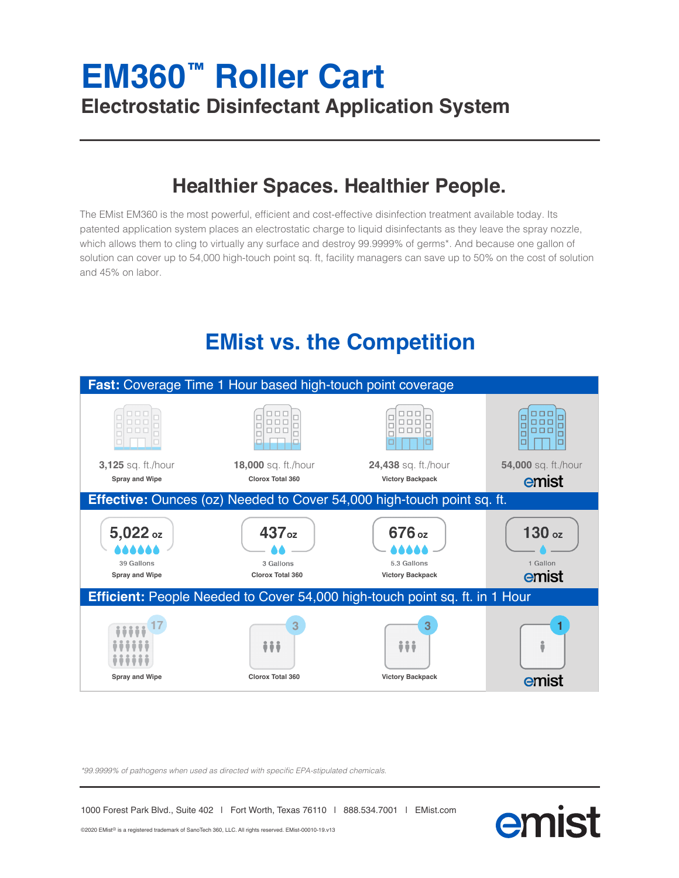# EM360™ Roller Cart

## Electrostatic Disinfectant Application System

## Healthier Spaces. Healthier People.

The EMist EM360 is the most powerful, efficient and cost-effective disinfection treatment available today. Its patented application system places an electrostatic charge to liquid disinfectants as they leave the spray nozzle, which allows them to cling to virtually any surface and destroy 99.9999% of germs*. And because one gallon of solution can cover up to 54,000 high-touch point sq. ft, facility managers can save up to 50% on the cost of solution and 45% on labor.

## EMist vs. the Competition

**Fast:** Coverage Time 1 Hour based high-touch point coverage

| Spray and Wipe | Clorox Total 360 | Victory Backpack | emist |
|---|---|---|---|
| **3,125** sq. ft./hour | **18,000** sq. ft./hour | **24,438** sq. ft./hour | **54,000** sq. ft./hour |

**Effective:** Ounces (oz) Needed to Cover 54,000 high-touch point sq. ft.

| Spray and Wipe | Clorox Total 360 | Victory Backpack | emist |
|---|---|---|---|
| **5,022** oz | **437** oz | **676** oz | **130** oz |
| 39 Gallons | 3 Gallons | 5.3 Gallons | 1 Gallon |

**Efficient:** People Needed to Cover 54,000 high-touch point sq. ft. in 1 Hour

| Spray and Wipe | Clorox Total 360 | Victory Backpack | emist |
|---|---|---|---|
| 17 | 3 | 3 | 1 |

*\*99.9999% of pathogens when used as directed with specific EPA-stipulated chemicals.*

1000 Forest Park Blvd., Suite 402 | Fort Worth, Texas 76110 | 888.534.7001 | EMist.com

©2020 EMist® is a registered trademark of SanoTech 360, LLC. All rights reserved. EMist-00010-19.v13

emist